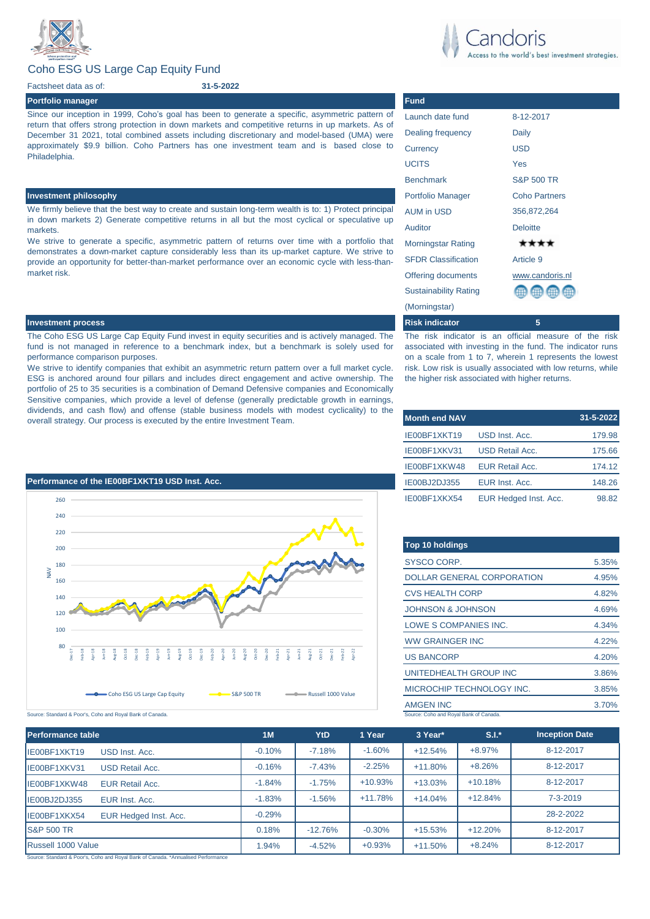# Coho ESG US Large Cap Equity Fund

Factsheet data as of: **31-5-2022**

## Portfolio manager

Since our inception in 1999, Coho's goal has been to generate a specific, asymmetric pattern of return that offers strong protection in down markets and competitive returns in up markets. As of December 31 2021, total combined assets including discretionary and model-based (UMA) were approximately $9.9 billion. Coho Partners has one investment team and is based close to Philadelphia.

## Investment philosophy

We firmly believe that the best way to create and sustain long-term wealth is to: 1) Protect principal in down markets 2) Generate competitive returns in all but the most cyclical or speculative up markets.

We strive to generate a specific, asymmetric pattern of returns over time with a portfolio that demonstrates a down-market capture considerably less than its up-market capture. We strive to provide an opportunity for better-than-market performance over an economic cycle with less-than-market risk.

## Investment process

The Coho ESG US Large Cap Equity Fund invest in equity securities and is actively managed. The fund is not managed in reference to a benchmark index, but a benchmark is solely used for performance comparison purposes.

We strive to identify companies that exhibit an asymmetric return pattern over a full market cycle. ESG is anchored around four pillars and includes direct engagement and active ownership. The portfolio of 25 to 35 securities is a combination of Demand Defensive companies and Economically Sensitive companies, which provide a level of defense (generally predictable growth in earnings, dividends, and cash flow) and offense (stable business models with modest cyclicality) to the overall strategy. Our process is executed by the entire Investment Team.

## Fund

| Fund | |
|---|---|
| Launch date fund | 8-12-2017 |
| Dealing frequency | Daily |
| Currency | USD |
| UCITS | Yes |
| Benchmark | S&P 500 TR |
| Portfolio Manager | Coho Partners |
| AUM in USD | 356,872,264 |
| Auditor | Deloitte |
| Morningstar Rating | ★★★★ |
| SFDR Classification | Article 9 |
| Offering documents | www.candoris.nl |
| Sustainability Rating (Morningstar) | 🌐🌐🌐🌐 |

## Risk indicator: 5

The risk indicator is an official measure of the risk associated with investing in the fund. The indicator runs on a scale from 1 to 7, wherein 1 represents the lowest risk. Low risk is usually associated with low returns, while the higher risk associated with higher returns.

## Month end NAV

| Month end NAV | | 31-5-2022 |
|---|---|---|
| IE00BF1XKT19 | USD Inst. Acc. | 179.98 |
| IE00BF1XKV31 | USD Retail Acc. | 175.66 |
| IE00BF1XKW48 | EUR Retail Acc. | 174.12 |
| IE00BJ2DJ355 | EUR Inst. Acc. | 148.26 |
| IE00BF1XKX54 | EUR Hedged Inst. Acc. | 98.82 |

## Performance of the IE00BF1XKT19 USD Inst. Acc.

Chart: NAV, Dec-17 to Apr-22; series: Coho ESG US Large Cap Equity, S&P 500 TR, Russell 1000 Value

Source: Standard & Poor's, Coho and Royal Bank of Canada.

## Top 10 holdings

| Top 10 holdings | |
|---|---|
| SYSCO CORP. | 5.35% |
| DOLLAR GENERAL CORPORATION | 4.95% |
| CVS HEALTH CORP | 4.82% |
| JOHNSON & JOHNSON | 4.69% |
| LOWE S COMPANIES INC. | 4.34% |
| WW GRAINGER INC | 4.22% |
| US BANCORP | 4.20% |
| UNITEDHEALTH GROUP INC | 3.86% |
| MICROCHIP TECHNOLOGY INC. | 3.85% |
| AMGEN INC | 3.70% |

Source: Coho and Royal Bank of Canada.

## Performance table

| Performance table | | 1M | YtD | 1 Year | 3 Year* | S.I.* | Inception Date |
|---|---|---|---|---|---|---|---|
| IE00BF1XKT19 | USD Inst. Acc. | -0.10% | -7.18% | -1.60% | +12.54% | +8.97% | 8-12-2017 |
| IE00BF1XKV31 | USD Retail Acc. | -0.16% | -7.43% | -2.25% | +11.80% | +8.26% | 8-12-2017 |
| IE00BF1XKW48 | EUR Retail Acc. | -1.84% | -1.75% | +10.93% | +13.03% | +10.18% | 8-12-2017 |
| IE00BJ2DJ355 | EUR Inst. Acc. | -1.83% | -1.56% | +11.78% | +14.04% | +12.84% | 7-3-2019 |
| IE00BF1XKX54 | EUR Hedged Inst. Acc. | -0.29% | | | | | 28-2-2022 |
| S&P 500 TR | | 0.18% | -12.76% | -0.30% | +15.53% | +12.20% | 8-12-2017 |
| Russell 1000 Value | | 1.94% | -4.52% | +0.93% | +11.50% | +8.24% | 8-12-2017 |

Source: Standard & Poor's, Coho and Royal Bank of Canada. *Annualised Performance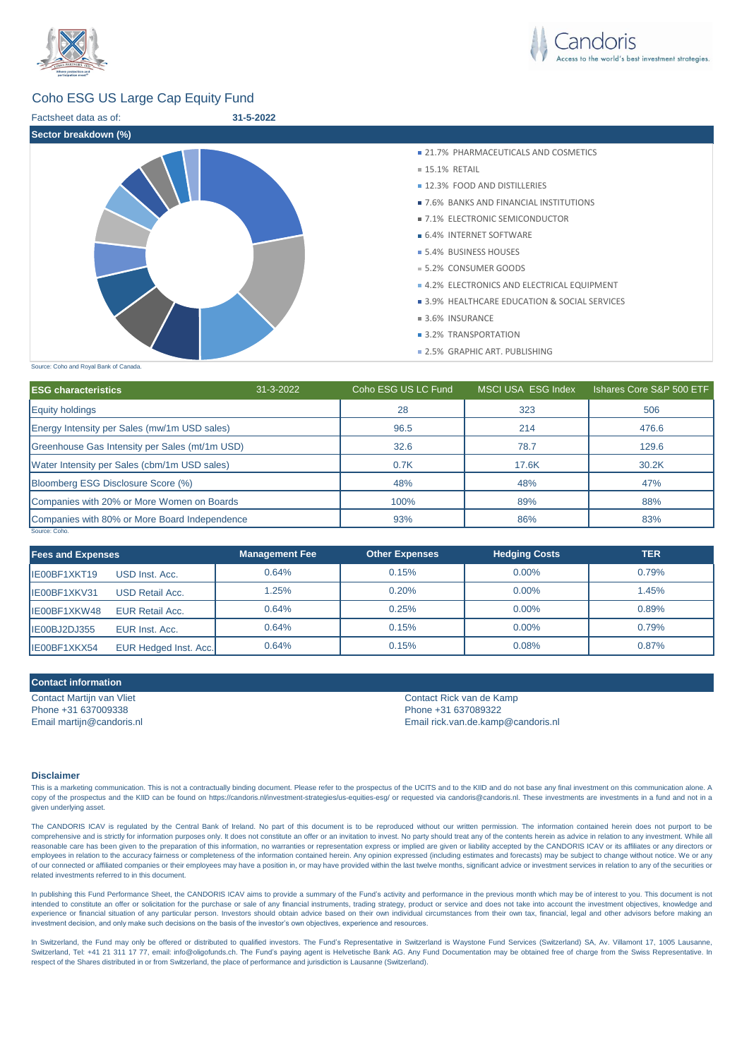# Coho ESG US Large Cap Equity Fund

Factsheet data as of: **31-5-2022**

## Sector breakdown (%)

21.7% PHARMACEUTICALS AND COSMETICS
15.1% RETAIL
12.3% FOOD AND DISTILLERIES
7.6% BANKS AND FINANCIAL INSTITUTIONS
7.1% ELECTRONIC SEMICONDUCTOR
6.4% INTERNET SOFTWARE
5.4% BUSINESS HOUSES
5.2% CONSUMER GOODS
4.2% ELECTRONICS AND ELECTRICAL EQUIPMENT
3.9% HEALTHCARE EDUCATION & SOCIAL SERVICES
3.6% INSURANCE
3.2% TRANSPORTATION
2.5% GRAPHIC ART. PUBLISHING

Source: Coho and Royal Bank of Canada.

| ESG characteristics 31-3-2022 | Coho ESG US LC Fund | MSCI USA ESG Index | Ishares Core S&P 500 ETF |
|---|---|---|---|
| Equity holdings | 28 | 323 | 506 |
| Energy Intensity per Sales (mw/1m USD sales) | 96.5 | 214 | 476.6 |
| Greenhouse Gas Intensity per Sales (mt/1m USD) | 32.6 | 78.7 | 129.6 |
| Water Intensity per Sales (cbm/1m USD sales) | 0.7K | 17.6K | 30.2K |
| Bloomberg ESG Disclosure Score (%) | 48% | 48% | 47% |
| Companies with 20% or More Women on Boards | 100% | 89% | 88% |
| Companies with 80% or More Board Independence | 93% | 86% | 83% |

Source: Coho.

| Fees and Expenses | | Management Fee | Other Expenses | Hedging Costs | TER |
|---|---|---|---|---|---|
| IE00BF1XKT19 | USD Inst. Acc. | 0.64% | 0.15% | 0.00% | 0.79% |
| IE00BF1XKV31 | USD Retail Acc. | 1.25% | 0.20% | 0.00% | 1.45% |
| IE00BF1XKW48 | EUR Retail Acc. | 0.64% | 0.25% | 0.00% | 0.89% |
| IE00BJ2DJ355 | EUR Inst. Acc. | 0.64% | 0.15% | 0.00% | 0.79% |
| IE00BF1XKX54 | EUR Hedged Inst. Acc. | 0.64% | 0.15% | 0.08% | 0.87% |

## Contact information

Contact Martijn van Vliet
Phone +31 637009338
Email martijn@candoris.nl

Contact Rick van de Kamp
Phone +31 637089322
Email rick.van.de.kamp@candoris.nl

### Disclaimer

This is a marketing communication. This is not a contractually binding document. Please refer to the prospectus of the UCITS and to the KIID and do not base any final investment on this communication alone. A copy of the prospectus and the KIID can be found on https://candoris.nl/investment-strategies/us-equities-esg/ or requested via candoris@candoris.nl. These investments are investments in a fund and not in a given underlying asset.

The CANDORIS ICAV is regulated by the Central Bank of Ireland. No part of this document is to be reproduced without our written permission. The information contained herein does not purport to be comprehensive and is strictly for information purposes only. It does not constitute an offer or an invitation to invest. No party should treat any of the contents herein as advice in relation to any investment. While all reasonable care has been given to the preparation of this information, no warranties or representation express or implied are given or liability accepted by the CANDORIS ICAV or its affiliates or any directors or employees in relation to the accuracy fairness or completeness of the information contained herein. Any opinion expressed (including estimates and forecasts) may be subject to change without notice. We or any of our connected or affiliated companies or their employees may have a position in, or may have provided within the last twelve months, significant advice or investment services in relation to any of the securities or related investments referred to in this document.

In publishing this Fund Performance Sheet, the CANDORIS ICAV aims to provide a summary of the Fund's activity and performance in the previous month which may be of interest to you. This document is not intended to constitute an offer or solicitation for the purchase or sale of any financial instruments, trading strategy, product or service and does not take into account the investment objectives, knowledge and experience or financial situation of any particular person. Investors should obtain advice based on their own individual circumstances from their own tax, financial, legal and other advisors before making an investment decision, and only make such decisions on the basis of the investor's own objectives, experience and resources.

In Switzerland, the Fund may only be offered or distributed to qualified investors. The Fund's Representative in Switzerland is Waystone Fund Services (Switzerland) SA, Av. Villamont 17, 1005 Lausanne, Switzerland, Tel: +41 21 311 17 77, email: info@oligofunds.ch. The Fund's paying agent is Helvetische Bank AG. Any Fund Documentation may be obtained free of charge from the Swiss Representative. In respect of the Shares distributed in or from Switzerland, the place of performance and jurisdiction is Lausanne (Switzerland).